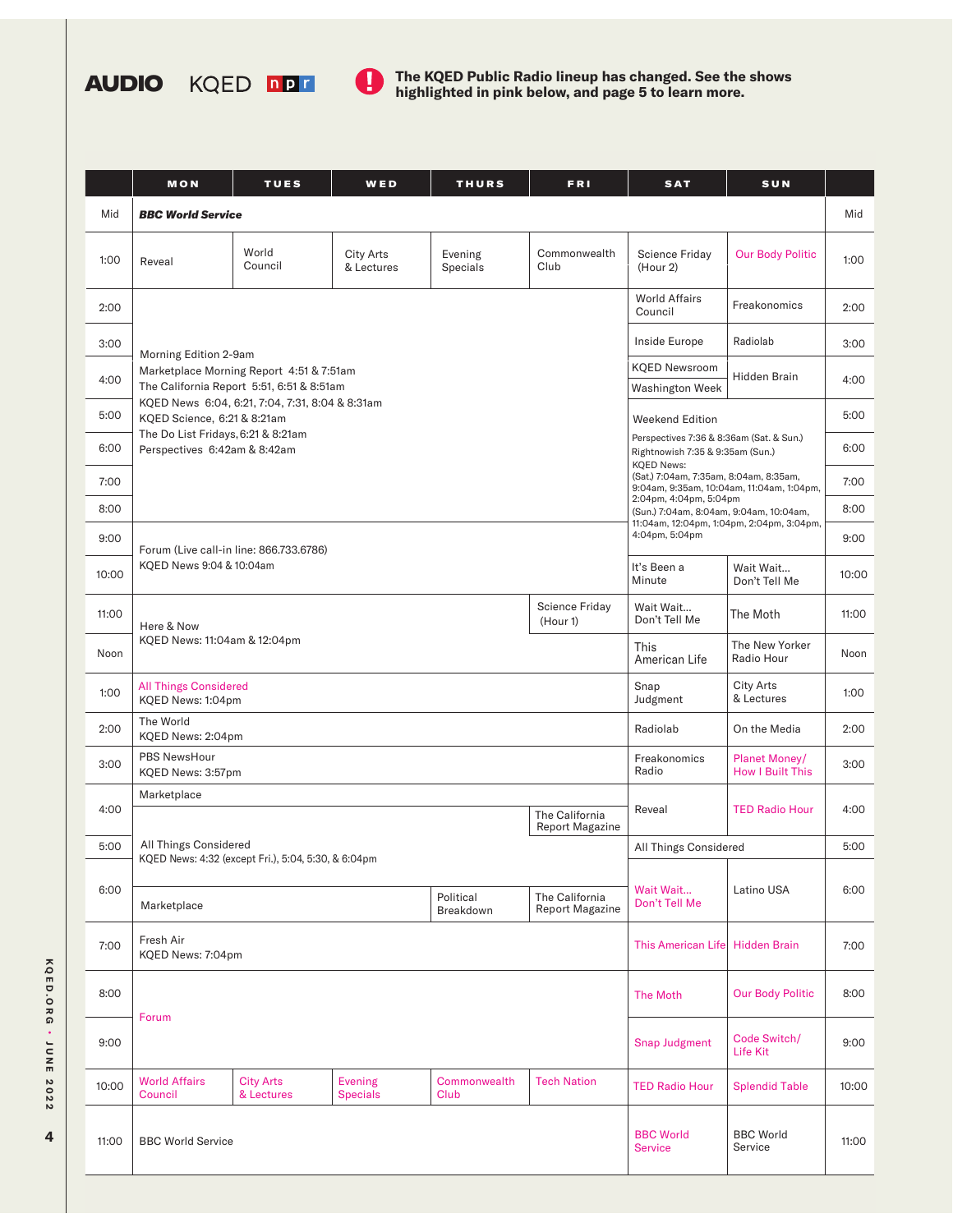**AUDIO** KQED npr

**The KQED Public Radio lineup has changed. See the shows highlighted in pink below, and page 5 to learn more.**

| | MON | TUES | WED | THURS | FRI | SAT | SUN | |
|---|---|---|---|---|---|---|---|---|
| Mid | ***BBC World Service*** | | | | | | | Mid |
| 1:00 | Reveal | World Council | City Arts & Lectures | Evening Specials | Commonwealth Club | Science Friday (Hour 2) | Our Body Politic | 1:00 |
| 2:00 | Morning Edition 2-9am<br>Marketplace Morning Report 4:51 & 7:51am<br>The California Report 5:51, 6:51 & 8:51am<br>KQED News 6:04, 6:21, 7:04, 7:31, 8:04 & 8:31am<br>KQED Science, 6:21 & 8:21am<br>The Do List Fridays, 6:21 & 8:21am<br>Perspectives 6:42am & 8:42am | | | | | World Affairs Council | Freakonomics | 2:00 |
| 3:00 | | | | | | Inside Europe | Radiolab | 3:00 |
| 4:00 | | | | | | KQED Newsroom / Washington Week | Hidden Brain | 4:00 |
| 5:00 | | | | | | Weekend Edition<br>Perspectives 7:36 & 8:36am (Sat. & Sun.)<br>Rightnowish 7:35 & 9:35am (Sun.)<br>KQED News:<br>(Sat.) 7:04am, 7:35am, 8:04am, 8:35am, 9:04am, 9:35am, 10:04am, 11:04am, 1:04pm, 2:04pm, 4:04pm, 5:04pm<br>(Sun.) 7:04am, 8:04am, 9:04am, 10:04am, 11:04am, 12:04pm, 1:04pm, 2:04pm, 3:04pm, 4:04pm, 5:04pm | | 5:00 |
| 6:00 | | | | | | | | 6:00 |
| 7:00 | | | | | | | | 7:00 |
| 8:00 | | | | | | | | 8:00 |
| 9:00 | Forum (Live call-in line: 866.733.6786)<br>KQED News 9:04 & 10:04am | | | | | | | 9:00 |
| 10:00 | | | | | | It's Been a Minute | Wait Wait... Don't Tell Me | 10:00 |
| 11:00 | Here & Now<br>KQED News: 11:04am & 12:04pm | | | | Science Friday (Hour 1) | Wait Wait... Don't Tell Me | The Moth | 11:00 |
| Noon | | | | | | This American Life | The New Yorker Radio Hour | Noon |
| 1:00 | All Things Considered<br>KQED News: 1:04pm | | | | | Snap Judgment | City Arts & Lectures | 1:00 |
| 2:00 | The World<br>KQED News: 2:04pm | | | | | Radiolab | On the Media | 2:00 |
| 3:00 | PBS NewsHour<br>KQED News: 3:57pm | | | | | Freakonomics Radio | Planet Money/ How I Built This | 3:00 |
| 4:00 | Marketplace | | | | The California Report Magazine | Reveal | TED Radio Hour | 4:00 |
| 5:00 | All Things Considered<br>KQED News: 4:32 (except Fri.), 5:04, 5:30, & 6:04pm | | | | | All Things Considered | | 5:00 |
| 6:00 | Marketplace | | | Political Breakdown | The California Report Magazine | Wait Wait... Don't Tell Me | Latino USA | 6:00 |
| 7:00 | Fresh Air<br>KQED News: 7:04pm | | | | | This American Life | Hidden Brain | 7:00 |
| 8:00 | Forum | | | | | The Moth | Our Body Politic | 8:00 |
| 9:00 | | | | | | Snap Judgment | Code Switch/ Life Kit | 9:00 |
| 10:00 | World Affairs Council | City Arts & Lectures | Evening Specials | Commonwealth Club | Tech Nation | TED Radio Hour | Splendid Table | 10:00 |
| 11:00 | BBC World Service | | | | | BBC World Service | BBC World Service | 11:00 |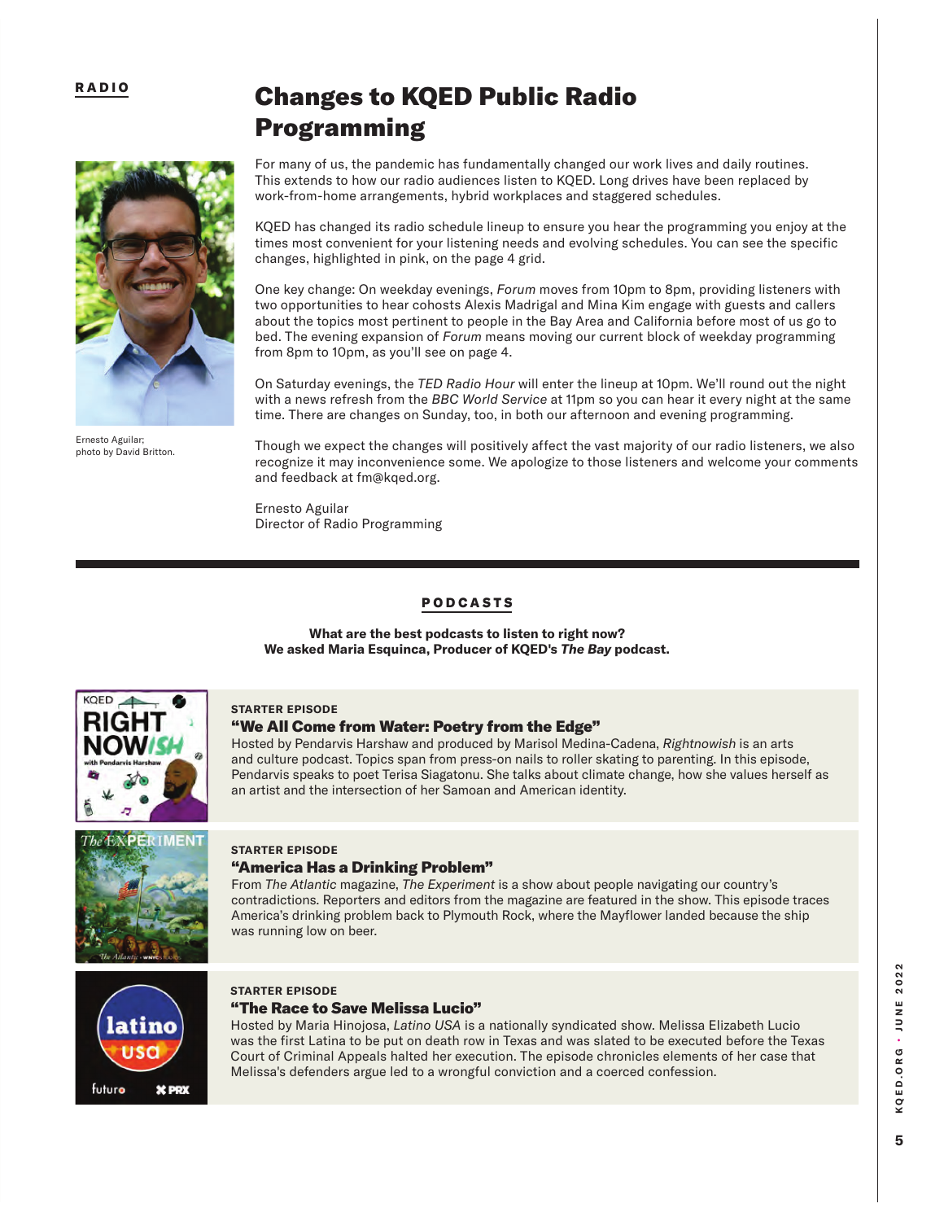RADIO

# Changes to KQED Public Radio Programming

Ernesto Aguilar; photo by David Britton.

For many of us, the pandemic has fundamentally changed our work lives and daily routines. This extends to how our radio audiences listen to KQED. Long drives have been replaced by work-from-home arrangements, hybrid workplaces and staggered schedules.

KQED has changed its radio schedule lineup to ensure you hear the programming you enjoy at the times most convenient for your listening needs and evolving schedules. You can see the specific changes, highlighted in pink, on the page 4 grid.

One key change: On weekday evenings, *Forum* moves from 10pm to 8pm, providing listeners with two opportunities to hear cohosts Alexis Madrigal and Mina Kim engage with guests and callers about the topics most pertinent to people in the Bay Area and California before most of us go to bed. The evening expansion of *Forum* means moving our current block of weekday programming from 8pm to 10pm, as you'll see on page 4.

On Saturday evenings, the *TED Radio Hour* will enter the lineup at 10pm. We'll round out the night with a news refresh from the *BBC World Service* at 11pm so you can hear it every night at the same time. There are changes on Sunday, too, in both our afternoon and evening programming.

Though we expect the changes will positively affect the vast majority of our radio listeners, we also recognize it may inconvenience some. We apologize to those listeners and welcome your comments and feedback at fm@kqed.org.

Ernesto Aguilar
Director of Radio Programming

---

## PODCASTS

**What are the best podcasts to listen to right now?
We asked Maria Esquinca, Producer of KQED's *The Bay* podcast.**

**STARTER EPISODE**

### "We All Come from Water: Poetry from the Edge"

Hosted by Pendarvis Harshaw and produced by Marisol Medina-Cadena, *Rightnowish* is an arts and culture podcast. Topics span from press-on nails to roller skating to parenting. In this episode, Pendarvis speaks to poet Terisa Siagatonu. She talks about climate change, how she values herself as an artist and the intersection of her Samoan and American identity.

**STARTER EPISODE**

### "America Has a Drinking Problem"

From *The Atlantic* magazine, *The Experiment* is a show about people navigating our country's contradictions. Reporters and editors from the magazine are featured in the show. This episode traces America's drinking problem back to Plymouth Rock, where the Mayflower landed because the ship was running low on beer.

**STARTER EPISODE**

### "The Race to Save Melissa Lucio"

Hosted by Maria Hinojosa, *Latino USA* is a nationally syndicated show. Melissa Elizabeth Lucio was the first Latina to be put on death row in Texas and was slated to be executed before the Texas Court of Criminal Appeals halted her execution. The episode chronicles elements of her case that Melissa's defenders argue led to a wrongful conviction and a coerced confession.